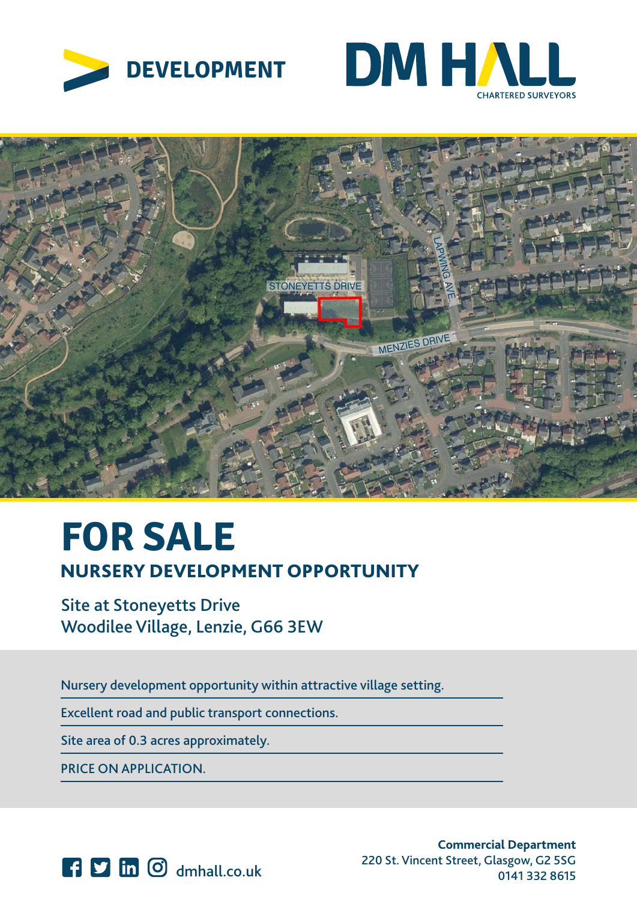DEVELOPMENT

DM HALL
CHARTERED SURVEYORS

# FOR SALE

## NURSERY DEVELOPMENT OPPORTUNITY

Site at Stoneyetts Drive
Woodilee Village, Lenzie, G66 3EW

- Nursery development opportunity within attractive village setting.
- Excellent road and public transport connections.
- Site area of 0.3 acres approximately.
- PRICE ON APPLICATION.

dmhall.co.uk

**Commercial Department**
220 St. Vincent Street, Glasgow, G2 5SG
0141 332 8615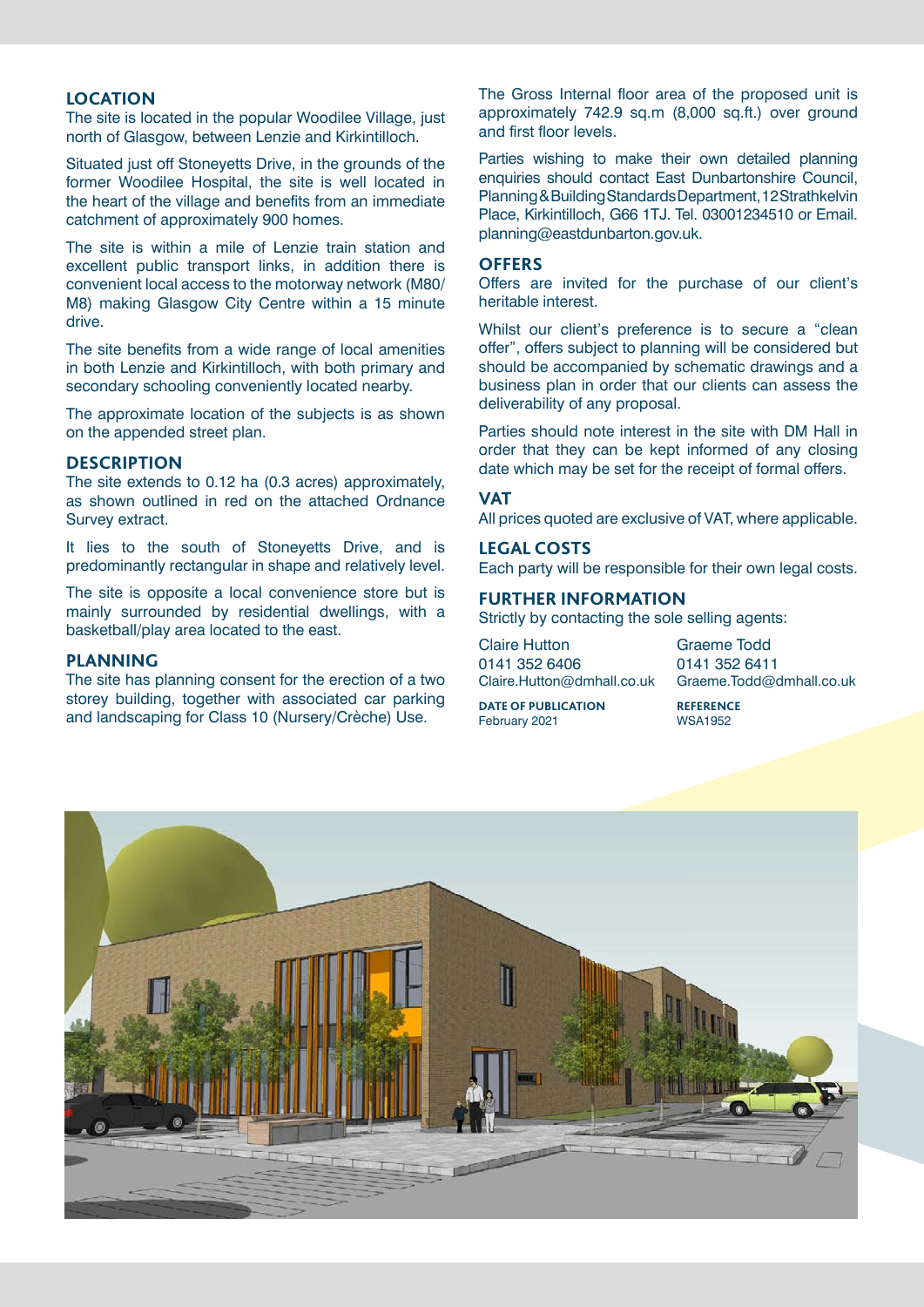## LOCATION

The site is located in the popular Woodilee Village, just north of Glasgow, between Lenzie and Kirkintilloch.

Situated just off Stoneyetts Drive, in the grounds of the former Woodilee Hospital, the site is well located in the heart of the village and benefits from an immediate catchment of approximately 900 homes.

The site is within a mile of Lenzie train station and excellent public transport links, in addition there is convenient local access to the motorway network (M80/ M8) making Glasgow City Centre within a 15 minute drive.

The site benefits from a wide range of local amenities in both Lenzie and Kirkintilloch, with both primary and secondary schooling conveniently located nearby.

The approximate location of the subjects is as shown on the appended street plan.

## DESCRIPTION

The site extends to 0.12 ha (0.3 acres) approximately, as shown outlined in red on the attached Ordnance Survey extract.

It lies to the south of Stoneyetts Drive, and is predominantly rectangular in shape and relatively level.

The site is opposite a local convenience store but is mainly surrounded by residential dwellings, with a basketball/play area located to the east.

## PLANNING

The site has planning consent for the erection of a two storey building, together with associated car parking and landscaping for Class 10 (Nursery/Crèche) Use.

The Gross Internal floor area of the proposed unit is approximately 742.9 sq.m (8,000 sq.ft.) over ground and first floor levels.

Parties wishing to make their own detailed planning enquiries should contact East Dunbartonshire Council, Planning & Building Standards Department, 12 Strathkelvin Place, Kirkintilloch, G66 1TJ. Tel. 03001234510 or Email. planning@eastdunbarton.gov.uk.

## OFFERS

Offers are invited for the purchase of our client's heritable interest.

Whilst our client's preference is to secure a "clean offer", offers subject to planning will be considered but should be accompanied by schematic drawings and a business plan in order that our clients can assess the deliverability of any proposal.

Parties should note interest in the site with DM Hall in order that they can be kept informed of any closing date which may be set for the receipt of formal offers.

## VAT

All prices quoted are exclusive of VAT, where applicable.

## LEGAL COSTS

Each party will be responsible for their own legal costs.

## FURTHER INFORMATION

Strictly by contacting the sole selling agents:

Claire Hutton
0141 352 6406
Claire.Hutton@dmhall.co.uk

Graeme Todd
0141 352 6411
Graeme.Todd@dmhall.co.uk

**DATE OF PUBLICATION**
February 2021

**REFERENCE**
WSA1952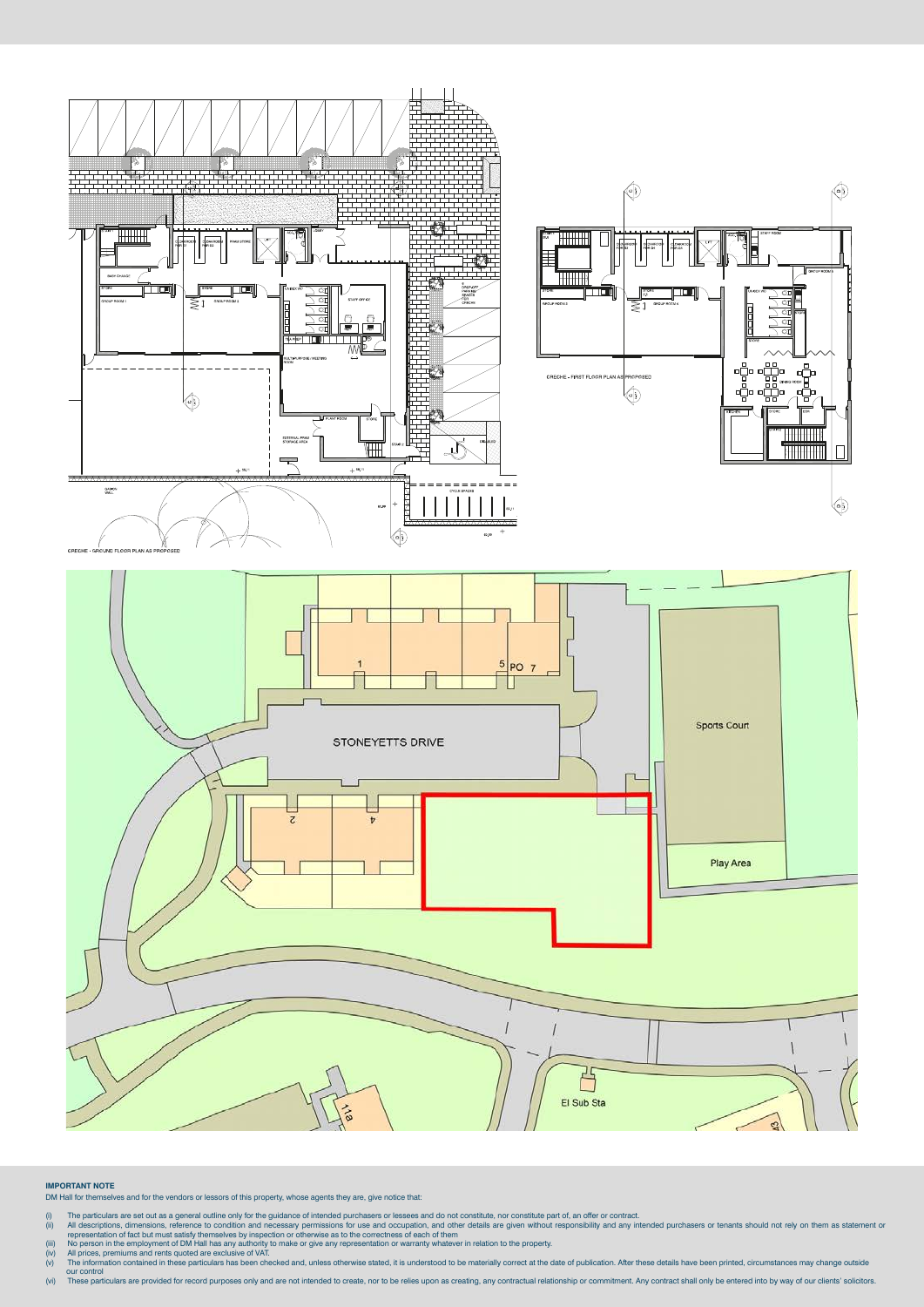CRECHE - GROUND FLOOR PLAN AS PROPOSED

CRECHE - FIRST FLOOR PLAN AS PROPOSED

STONEYETTS DRIVE

Sports Court

Play Area

El Sub Sta

**IMPORTANT NOTE**

DM Hall for themselves and for the vendors or lessors of this property, whose agents they are, give notice that:

(i) The particulars are set out as a general outline only for the guidance of intended purchasers or lessees and do not constitute, nor constitute part of, an offer or contract.
(ii) All descriptions, dimensions, reference to condition and necessary permissions for use and occupation, and other details are given without responsibility and any intended purchasers or tenants should not rely on them as statement or representation of fact but must satisfy themselves by inspection or otherwise as to the correctness of each of them
(iii) No person in the employment of DM Hall has any authority to make or give any representation or warranty whatever in relation to the property.
(iv) All prices, premiums and rents quoted are exclusive of VAT.
(v) The information contained in these particulars has been checked and, unless otherwise stated, it is understood to be materially correct at the date of publication. After these details have been printed, circumstances may change outside our control
(vi) These particulars are provided for record purposes only and are not intended to create, nor to be relies upon as creating, any contractual relationship or commitment. Any contract shall only be entered into by way of our clients' solicitors.